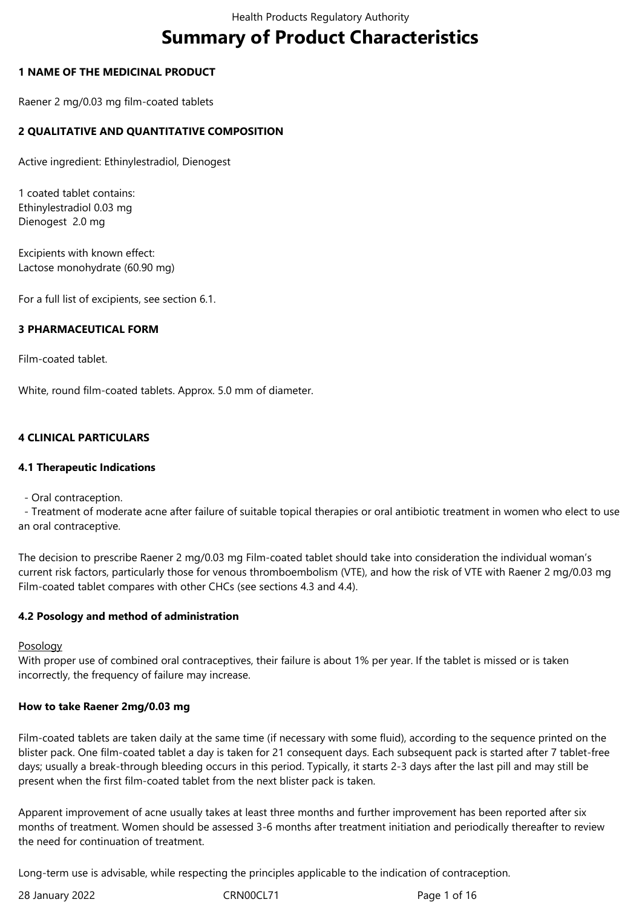# Summary of Product Characteristics

## 1 NAME OF THE MEDICINAL PRODUCT

Raener 2 mg/0.03 mg film-coated tablets

## 2 QUALITATIVE AND QUANTITATIVE COMPOSITION

Active ingredient: Ethinylestradiol, Dienogest

1 coated tablet contains:
Ethinylestradiol 0.03 mg
Dienogest 2.0 mg

Excipients with known effect:
Lactose monohydrate (60.90 mg)

For a full list of excipients, see section 6.1.

## 3 PHARMACEUTICAL FORM

Film-coated tablet.

White, round film-coated tablets. Approx. 5.0 mm of diameter.

## 4 CLINICAL PARTICULARS

### 4.1 Therapeutic Indications

- Oral contraception.
- Treatment of moderate acne after failure of suitable topical therapies or oral antibiotic treatment in women who elect to use an oral contraceptive.

The decision to prescribe Raener 2 mg/0.03 mg Film-coated tablet should take into consideration the individual woman's current risk factors, particularly those for venous thromboembolism (VTE), and how the risk of VTE with Raener 2 mg/0.03 mg Film-coated tablet compares with other CHCs (see sections 4.3 and 4.4).

### 4.2 Posology and method of administration

Posology

With proper use of combined oral contraceptives, their failure is about 1% per year. If the tablet is missed or is taken incorrectly, the frequency of failure may increase.

**How to take Raener 2mg/0.03 mg**

Film-coated tablets are taken daily at the same time (if necessary with some fluid), according to the sequence printed on the blister pack. One film-coated tablet a day is taken for 21 consequent days. Each subsequent pack is started after 7 tablet-free days; usually a break-through bleeding occurs in this period. Typically, it starts 2-3 days after the last pill and may still be present when the first film-coated tablet from the next blister pack is taken.

Apparent improvement of acne usually takes at least three months and further improvement has been reported after six months of treatment. Women should be assessed 3-6 months after treatment initiation and periodically thereafter to review the need for continuation of treatment.

Long-term use is advisable, while respecting the principles applicable to the indication of contraception.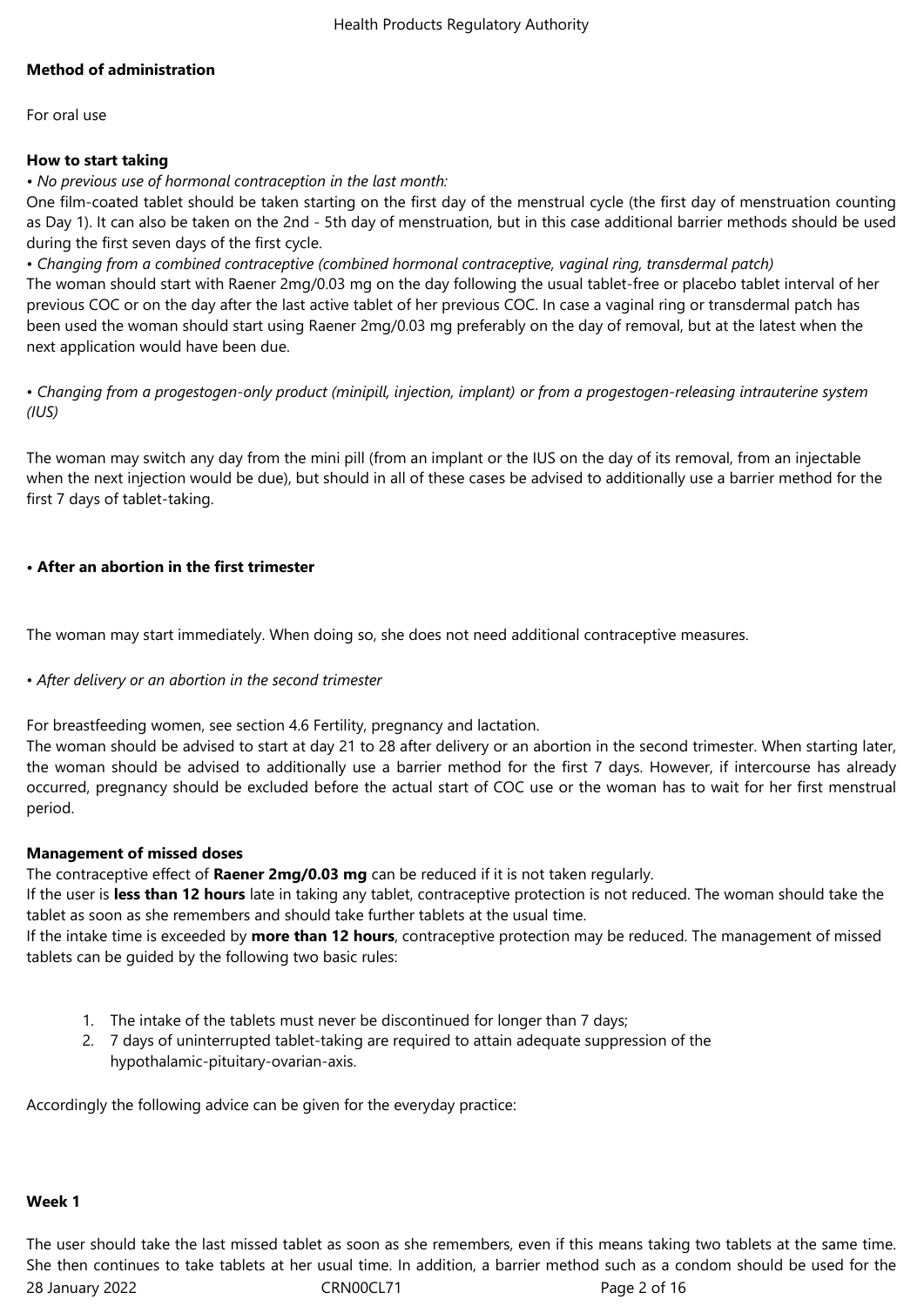**Method of administration**

For oral use

**How to start taking**

• *No previous use of hormonal contraception in the last month:*

One film-coated tablet should be taken starting on the first day of the menstrual cycle (the first day of menstruation counting as Day 1). It can also be taken on the 2nd - 5th day of menstruation, but in this case additional barrier methods should be used during the first seven days of the first cycle.

• *Changing from a combined contraceptive (combined hormonal contraceptive, vaginal ring, transdermal patch)*

The woman should start with Raener 2mg/0.03 mg on the day following the usual tablet-free or placebo tablet interval of her previous COC or on the day after the last active tablet of her previous COC. In case a vaginal ring or transdermal patch has been used the woman should start using Raener 2mg/0.03 mg preferably on the day of removal, but at the latest when the next application would have been due.

• *Changing from a progestogen-only product (minipill, injection, implant) or from a progestogen-releasing intrauterine system (IUS)*

The woman may switch any day from the mini pill (from an implant or the IUS on the day of its removal, from an injectable when the next injection would be due), but should in all of these cases be advised to additionally use a barrier method for the first 7 days of tablet-taking.

**• After an abortion in the first trimester**

The woman may start immediately. When doing so, she does not need additional contraceptive measures.

• *After delivery or an abortion in the second trimester*

For breastfeeding women, see section 4.6 Fertility, pregnancy and lactation.

The woman should be advised to start at day 21 to 28 after delivery or an abortion in the second trimester. When starting later, the woman should be advised to additionally use a barrier method for the first 7 days. However, if intercourse has already occurred, pregnancy should be excluded before the actual start of COC use or the woman has to wait for her first menstrual period.

**Management of missed doses**

The contraceptive effect of **Raener 2mg/0.03 mg** can be reduced if it is not taken regularly.

If the user is **less than 12 hours** late in taking any tablet, contraceptive protection is not reduced. The woman should take the tablet as soon as she remembers and should take further tablets at the usual time.

If the intake time is exceeded by **more than 12 hours**, contraceptive protection may be reduced. The management of missed tablets can be guided by the following two basic rules:

1. The intake of the tablets must never be discontinued for longer than 7 days;
2. 7 days of uninterrupted tablet-taking are required to attain adequate suppression of the hypothalamic-pituitary-ovarian-axis.

Accordingly the following advice can be given for the everyday practice:

**Week 1**

The user should take the last missed tablet as soon as she remembers, even if this means taking two tablets at the same time. She then continues to take tablets at her usual time. In addition, a barrier method such as a condom should be used for the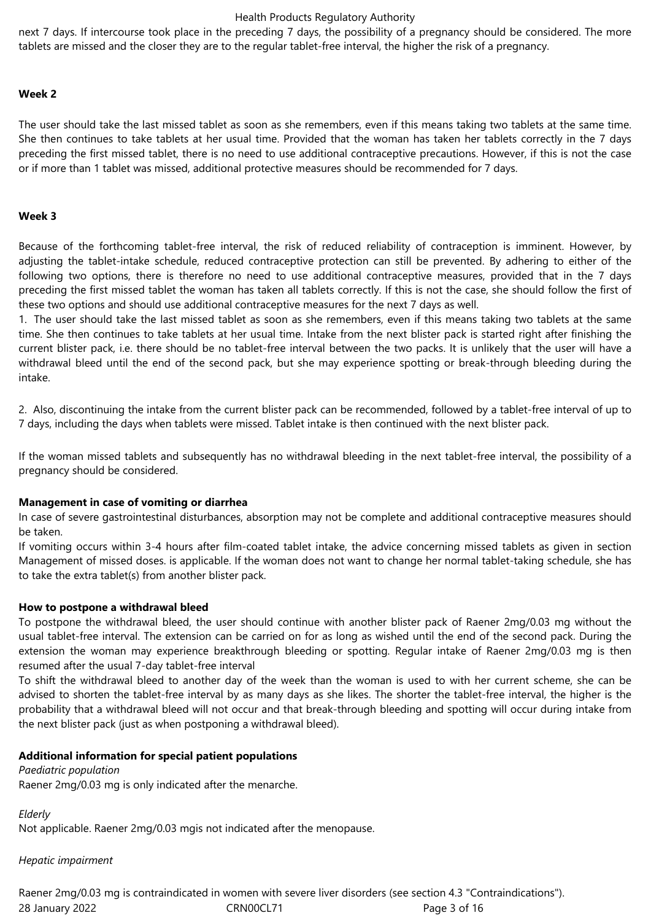next 7 days. If intercourse took place in the preceding 7 days, the possibility of a pregnancy should be considered. The more tablets are missed and the closer they are to the regular tablet-free interval, the higher the risk of a pregnancy.

**Week 2**

The user should take the last missed tablet as soon as she remembers, even if this means taking two tablets at the same time. She then continues to take tablets at her usual time. Provided that the woman has taken her tablets correctly in the 7 days preceding the first missed tablet, there is no need to use additional contraceptive precautions. However, if this is not the case or if more than 1 tablet was missed, additional protective measures should be recommended for 7 days.

**Week 3**

Because of the forthcoming tablet-free interval, the risk of reduced reliability of contraception is imminent. However, by adjusting the tablet-intake schedule, reduced contraceptive protection can still be prevented. By adhering to either of the following two options, there is therefore no need to use additional contraceptive measures, provided that in the 7 days preceding the first missed tablet the woman has taken all tablets correctly. If this is not the case, she should follow the first of these two options and should use additional contraceptive measures for the next 7 days as well.

1. The user should take the last missed tablet as soon as she remembers, even if this means taking two tablets at the same time. She then continues to take tablets at her usual time. Intake from the next blister pack is started right after finishing the current blister pack, i.e. there should be no tablet-free interval between the two packs. It is unlikely that the user will have a withdrawal bleed until the end of the second pack, but she may experience spotting or break-through bleeding during the intake.

2. Also, discontinuing the intake from the current blister pack can be recommended, followed by a tablet-free interval of up to 7 days, including the days when tablets were missed. Tablet intake is then continued with the next blister pack.

If the woman missed tablets and subsequently has no withdrawal bleeding in the next tablet-free interval, the possibility of a pregnancy should be considered.

**Management in case of vomiting or diarrhea**

In case of severe gastrointestinal disturbances, absorption may not be complete and additional contraceptive measures should be taken.

If vomiting occurs within 3-4 hours after film-coated tablet intake, the advice concerning missed tablets as given in section Management of missed doses. is applicable. If the woman does not want to change her normal tablet-taking schedule, she has to take the extra tablet(s) from another blister pack.

**How to postpone a withdrawal bleed**

To postpone the withdrawal bleed, the user should continue with another blister pack of Raener 2mg/0.03 mg without the usual tablet-free interval. The extension can be carried on for as long as wished until the end of the second pack. During the extension the woman may experience breakthrough bleeding or spotting. Regular intake of Raener 2mg/0.03 mg is then resumed after the usual 7-day tablet-free interval

To shift the withdrawal bleed to another day of the week than the woman is used to with her current scheme, she can be advised to shorten the tablet-free interval by as many days as she likes. The shorter the tablet-free interval, the higher is the probability that a withdrawal bleed will not occur and that break-through bleeding and spotting will occur during intake from the next blister pack (just as when postponing a withdrawal bleed).

**Additional information for special patient populations**

*Paediatric population*

Raener 2mg/0.03 mg is only indicated after the menarche.

*Elderly*

Not applicable. Raener 2mg/0.03 mgis not indicated after the menopause.

*Hepatic impairment*

Raener 2mg/0.03 mg is contraindicated in women with severe liver disorders (see section 4.3 "Contraindications").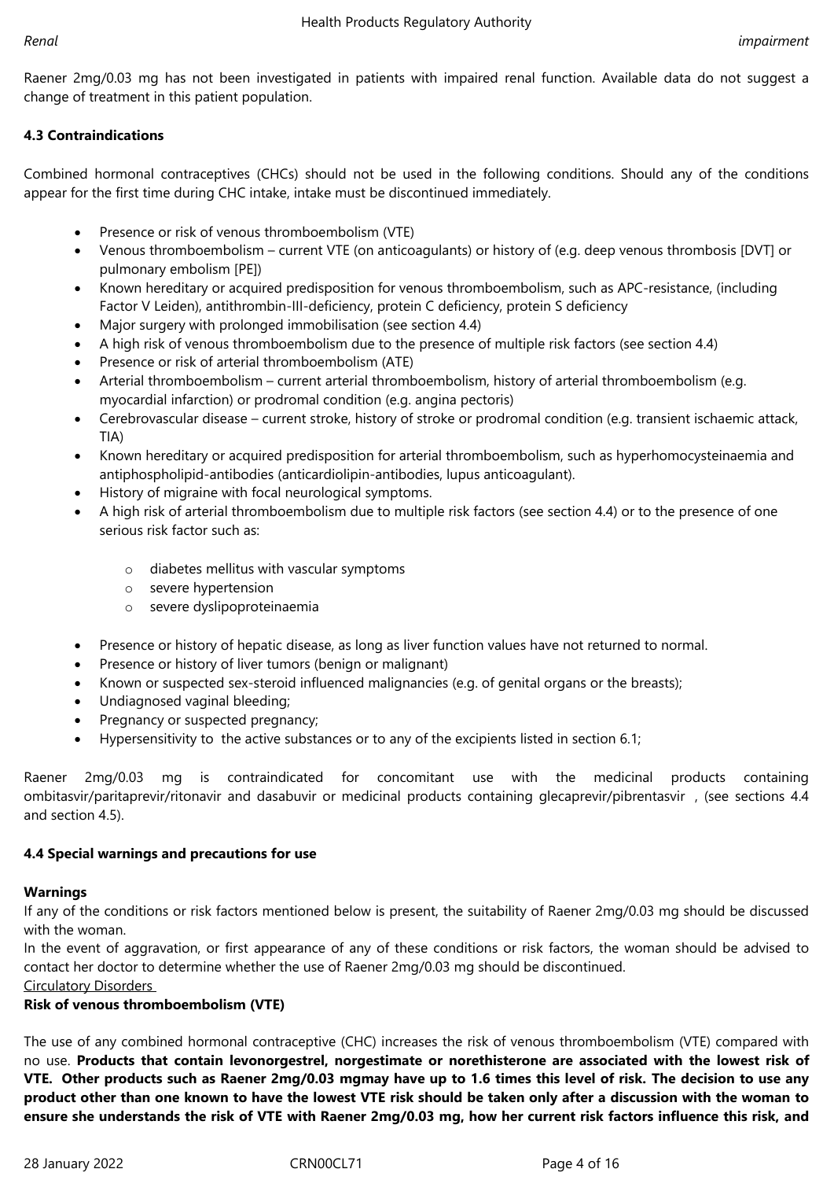*Renal impairment*

Raener 2mg/0.03 mg has not been investigated in patients with impaired renal function. Available data do not suggest a change of treatment in this patient population.

**4.3 Contraindications**

Combined hormonal contraceptives (CHCs) should not be used in the following conditions. Should any of the conditions appear for the first time during CHC intake, intake must be discontinued immediately.

- Presence or risk of venous thromboembolism (VTE)
- Venous thromboembolism – current VTE (on anticoagulants) or history of (e.g. deep venous thrombosis [DVT] or pulmonary embolism [PE])
- Known hereditary or acquired predisposition for venous thromboembolism, such as APC-resistance, (including Factor V Leiden), antithrombin-III-deficiency, protein C deficiency, protein S deficiency
- Major surgery with prolonged immobilisation (see section 4.4)
- A high risk of venous thromboembolism due to the presence of multiple risk factors (see section 4.4)
- Presence or risk of arterial thromboembolism (ATE)
- Arterial thromboembolism – current arterial thromboembolism, history of arterial thromboembolism (e.g. myocardial infarction) or prodromal condition (e.g. angina pectoris)
- Cerebrovascular disease – current stroke, history of stroke or prodromal condition (e.g. transient ischaemic attack, TIA)
- Known hereditary or acquired predisposition for arterial thromboembolism, such as hyperhomocysteinaemia and antiphospholipid-antibodies (anticardiolipin-antibodies, lupus anticoagulant).
- History of migraine with focal neurological symptoms.
- A high risk of arterial thromboembolism due to multiple risk factors (see section 4.4) or to the presence of one serious risk factor such as:
  - diabetes mellitus with vascular symptoms
  - severe hypertension
  - severe dyslipoproteinaemia
- Presence or history of hepatic disease, as long as liver function values have not returned to normal.
- Presence or history of liver tumors (benign or malignant)
- Known or suspected sex-steroid influenced malignancies (e.g. of genital organs or the breasts);
- Undiagnosed vaginal bleeding;
- Pregnancy or suspected pregnancy;
- Hypersensitivity to the active substances or to any of the excipients listed in section 6.1;

Raener 2mg/0.03 mg is contraindicated for concomitant use with the medicinal products containing ombitasvir/paritaprevir/ritonavir and dasabuvir or medicinal products containing glecaprevir/pibrentasvir , (see sections 4.4 and section 4.5).

**4.4 Special warnings and precautions for use**

**Warnings**

If any of the conditions or risk factors mentioned below is present, the suitability of Raener 2mg/0.03 mg should be discussed with the woman.

In the event of aggravation, or first appearance of any of these conditions or risk factors, the woman should be advised to contact her doctor to determine whether the use of Raener 2mg/0.03 mg should be discontinued.

Circulatory Disorders

**Risk of venous thromboembolism (VTE)**

The use of any combined hormonal contraceptive (CHC) increases the risk of venous thromboembolism (VTE) compared with no use. **Products that contain levonorgestrel, norgestimate or norethisterone are associated with the lowest risk of VTE. Other products such as Raener 2mg/0.03 mgmay have up to 1.6 times this level of risk. The decision to use any product other than one known to have the lowest VTE risk should be taken only after a discussion with the woman to ensure she understands the risk of VTE with Raener 2mg/0.03 mg, how her current risk factors influence this risk, and**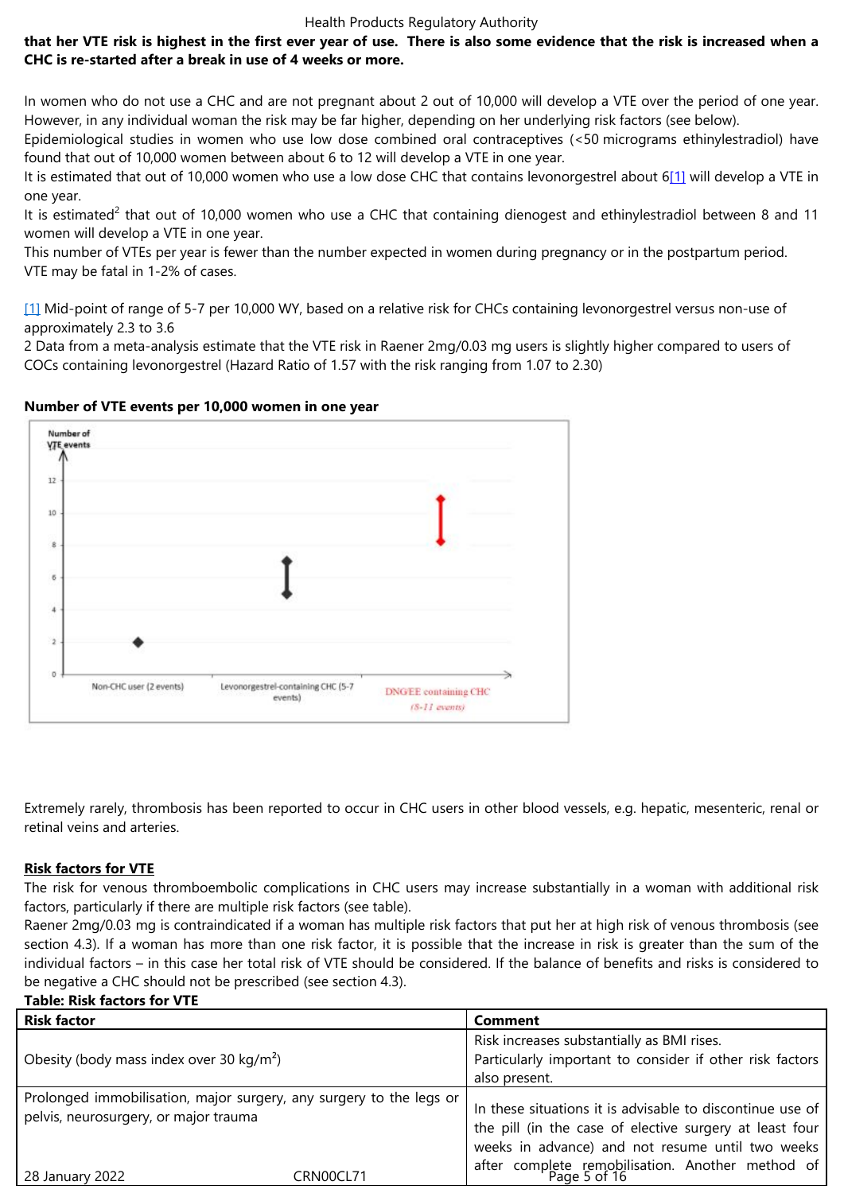**that her VTE risk is highest in the first ever year of use. There is also some evidence that the risk is increased when a CHC is re-started after a break in use of 4 weeks or more.**

In women who do not use a CHC and are not pregnant about 2 out of 10,000 will develop a VTE over the period of one year. However, in any individual woman the risk may be far higher, depending on her underlying risk factors (see below).

Epidemiological studies in women who use low dose combined oral contraceptives (<50 micrograms ethinylestradiol) have found that out of 10,000 women between about 6 to 12 will develop a VTE in one year.

It is estimated that out of 10,000 women who use a low dose CHC that contains levonorgestrel about 6[1] will develop a VTE in one year.

It is estimated[2] that out of 10,000 women who use a CHC that containing dienogest and ethinylestradiol between 8 and 11 women will develop a VTE in one year.

This number of VTEs per year is fewer than the number expected in women during pregnancy or in the postpartum period.

VTE may be fatal in 1-2% of cases.

[1] Mid-point of range of 5-7 per 10,000 WY, based on a relative risk for CHCs containing levonorgestrel versus non-use of approximately 2.3 to 3.6

2 Data from a meta-analysis estimate that the VTE risk in Raener 2mg/0.03 mg users is slightly higher compared to users of COCs containing levonorgestrel (Hazard Ratio of 1.57 with the risk ranging from 1.07 to 2.30)

**Number of VTE events per 10,000 women in one year**

Number of VTE events

Non-CHC user (2 events) | Levonorgestrel-containing CHC (5-7 events) | DNG/EE containing CHC (8-11 events)

Extremely rarely, thrombosis has been reported to occur in CHC users in other blood vessels, e.g. hepatic, mesenteric, renal or retinal veins and arteries.

**Risk factors for VTE**

The risk for venous thromboembolic complications in CHC users may increase substantially in a woman with additional risk factors, particularly if there are multiple risk factors (see table).

Raener 2mg/0.03 mg is contraindicated if a woman has multiple risk factors that put her at high risk of venous thrombosis (see section 4.3). If a woman has more than one risk factor, it is possible that the increase in risk is greater than the sum of the individual factors – in this case her total risk of VTE should be considered. If the balance of benefits and risks is considered to be negative a CHC should not be prescribed (see section 4.3).

**Table: Risk factors for VTE**

| Risk factor | Comment |
|---|---|
| Obesity (body mass index over 30 kg/m²) | Risk increases substantially as BMI rises.<br>Particularly important to consider if other risk factors also present. |
| Prolonged immobilisation, major surgery, any surgery to the legs or pelvis, neurosurgery, or major trauma | In these situations it is advisable to discontinue use of the pill (in the case of elective surgery at least four weeks in advance) and not resume until two weeks after complete remobilisation. Another method of |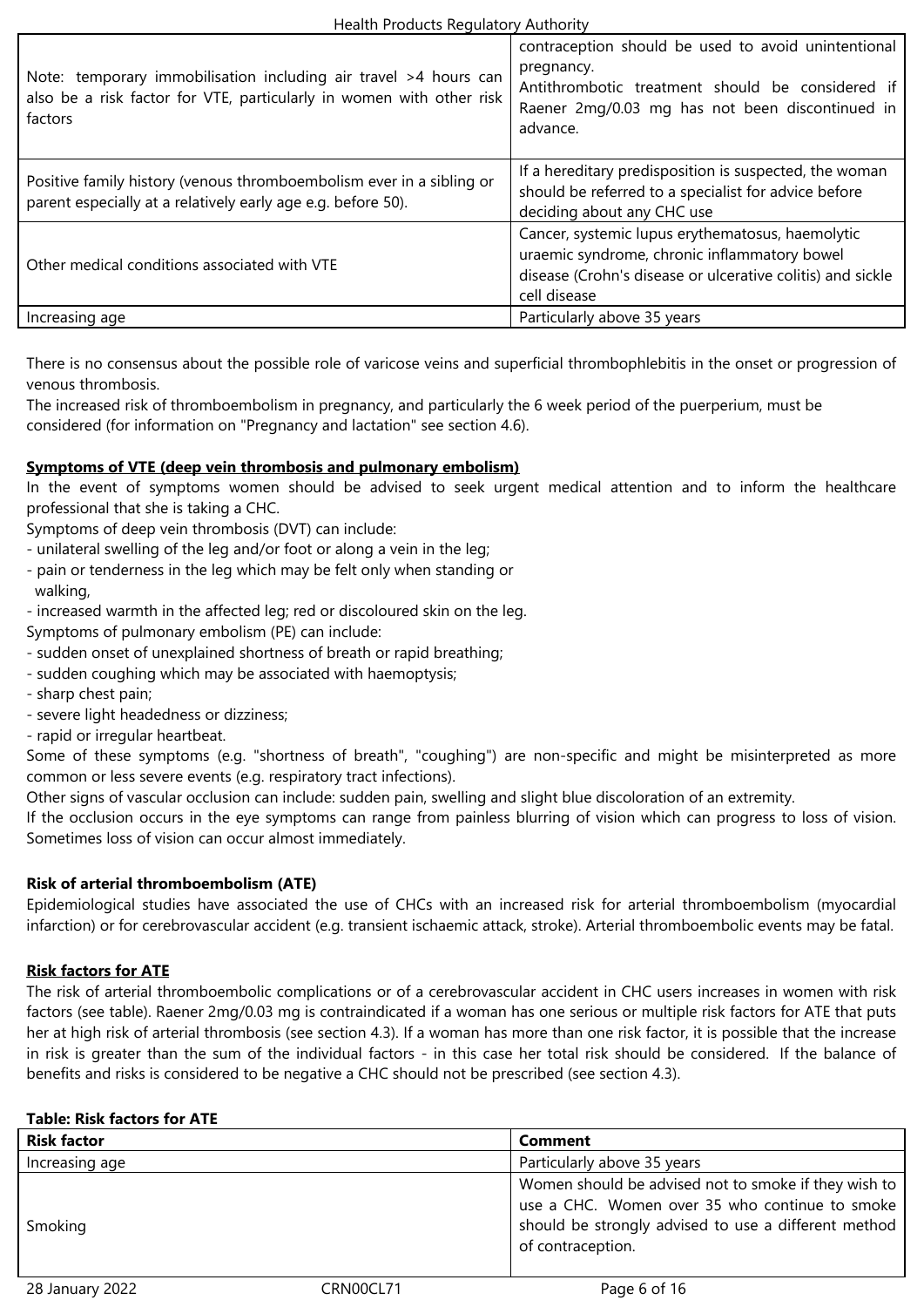| | |
|---|---|
| Note: temporary immobilisation including air travel >4 hours can also be a risk factor for VTE, particularly in women with other risk factors | contraception should be used to avoid unintentional pregnancy. Antithrombotic treatment should be considered if Raener 2mg/0.03 mg has not been discontinued in advance. |
| Positive family history (venous thromboembolism ever in a sibling or parent especially at a relatively early age e.g. before 50). | If a hereditary predisposition is suspected, the woman should be referred to a specialist for advice before deciding about any CHC use |
| Other medical conditions associated with VTE | Cancer, systemic lupus erythematosus, haemolytic uraemic syndrome, chronic inflammatory bowel disease (Crohn's disease or ulcerative colitis) and sickle cell disease |
| Increasing age | Particularly above 35 years |

There is no consensus about the possible role of varicose veins and superficial thrombophlebitis in the onset or progression of venous thrombosis.
The increased risk of thromboembolism in pregnancy, and particularly the 6 week period of the puerperium, must be considered (for information on "Pregnancy and lactation" see section 4.6).

**Symptoms of VTE (deep vein thrombosis and pulmonary embolism)**

In the event of symptoms women should be advised to seek urgent medical attention and to inform the healthcare professional that she is taking a CHC.

Symptoms of deep vein thrombosis (DVT) can include:

- unilateral swelling of the leg and/or foot or along a vein in the leg;
- pain or tenderness in the leg which may be felt only when standing or walking,
- increased warmth in the affected leg; red or discoloured skin on the leg.

Symptoms of pulmonary embolism (PE) can include:

- sudden onset of unexplained shortness of breath or rapid breathing;
- sudden coughing which may be associated with haemoptysis;
- sharp chest pain;
- severe light headedness or dizziness;
- rapid or irregular heartbeat.

Some of these symptoms (e.g. "shortness of breath", "coughing") are non-specific and might be misinterpreted as more common or less severe events (e.g. respiratory tract infections).

Other signs of vascular occlusion can include: sudden pain, swelling and slight blue discoloration of an extremity.

If the occlusion occurs in the eye symptoms can range from painless blurring of vision which can progress to loss of vision. Sometimes loss of vision can occur almost immediately.

**Risk of arterial thromboembolism (ATE)**

Epidemiological studies have associated the use of CHCs with an increased risk for arterial thromboembolism (myocardial infarction) or for cerebrovascular accident (e.g. transient ischaemic attack, stroke). Arterial thromboembolic events may be fatal.

**Risk factors for ATE**

The risk of arterial thromboembolic complications or of a cerebrovascular accident in CHC users increases in women with risk factors (see table). Raener 2mg/0.03 mg is contraindicated if a woman has one serious or multiple risk factors for ATE that puts her at high risk of arterial thrombosis (see section 4.3). If a woman has more than one risk factor, it is possible that the increase in risk is greater than the sum of the individual factors - in this case her total risk should be considered. If the balance of benefits and risks is considered to be negative a CHC should not be prescribed (see section 4.3).

**Table: Risk factors for ATE**

| Risk factor | Comment |
|---|---|
| Increasing age | Particularly above 35 years |
| Smoking | Women should be advised not to smoke if they wish to use a CHC. Women over 35 who continue to smoke should be strongly advised to use a different method of contraception. |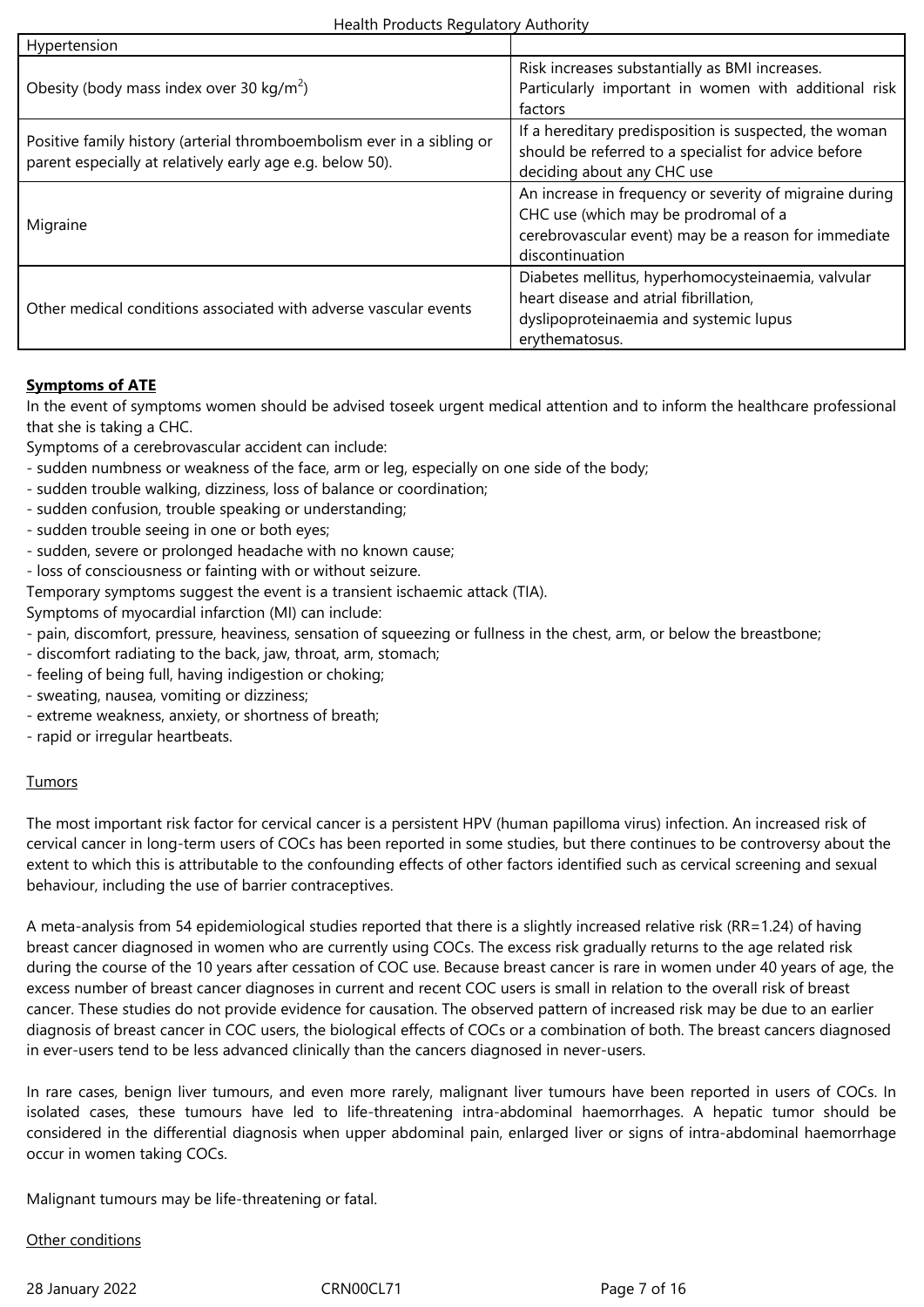| | |
|---|---|
| Hypertension | |
| Obesity (body mass index over 30 kg/m$^2$) | Risk increases substantially as BMI increases. Particularly important in women with additional risk factors |
| Positive family history (arterial thromboembolism ever in a sibling or parent especially at relatively early age e.g. below 50). | If a hereditary predisposition is suspected, the woman should be referred to a specialist for advice before deciding about any CHC use |
| Migraine | An increase in frequency or severity of migraine during CHC use (which may be prodromal of a cerebrovascular event) may be a reason for immediate discontinuation |
| Other medical conditions associated with adverse vascular events | Diabetes mellitus, hyperhomocysteinaemia, valvular heart disease and atrial fibrillation, dyslipoproteinaemia and systemic lupus erythematosus. |

**Symptoms of ATE**

In the event of symptoms women should be advised toseek urgent medical attention and to inform the healthcare professional that she is taking a CHC.

Symptoms of a cerebrovascular accident can include:

- sudden numbness or weakness of the face, arm or leg, especially on one side of the body;
- sudden trouble walking, dizziness, loss of balance or coordination;
- sudden confusion, trouble speaking or understanding;
- sudden trouble seeing in one or both eyes;
- sudden, severe or prolonged headache with no known cause;
- loss of consciousness or fainting with or without seizure.

Temporary symptoms suggest the event is a transient ischaemic attack (TIA).

Symptoms of myocardial infarction (MI) can include:

- pain, discomfort, pressure, heaviness, sensation of squeezing or fullness in the chest, arm, or below the breastbone;
- discomfort radiating to the back, jaw, throat, arm, stomach;
- feeling of being full, having indigestion or choking;
- sweating, nausea, vomiting or dizziness;
- extreme weakness, anxiety, or shortness of breath;
- rapid or irregular heartbeats.

Tumors

The most important risk factor for cervical cancer is a persistent HPV (human papilloma virus) infection. An increased risk of cervical cancer in long-term users of COCs has been reported in some studies, but there continues to be controversy about the extent to which this is attributable to the confounding effects of other factors identified such as cervical screening and sexual behaviour, including the use of barrier contraceptives.

A meta-analysis from 54 epidemiological studies reported that there is a slightly increased relative risk (RR=1.24) of having breast cancer diagnosed in women who are currently using COCs. The excess risk gradually returns to the age related risk during the course of the 10 years after cessation of COC use. Because breast cancer is rare in women under 40 years of age, the excess number of breast cancer diagnoses in current and recent COC users is small in relation to the overall risk of breast cancer. These studies do not provide evidence for causation. The observed pattern of increased risk may be due to an earlier diagnosis of breast cancer in COC users, the biological effects of COCs or a combination of both. The breast cancers diagnosed in ever-users tend to be less advanced clinically than the cancers diagnosed in never-users.

In rare cases, benign liver tumours, and even more rarely, malignant liver tumours have been reported in users of COCs. In isolated cases, these tumours have led to life-threatening intra-abdominal haemorrhages. A hepatic tumor should be considered in the differential diagnosis when upper abdominal pain, enlarged liver or signs of intra-abdominal haemorrhage occur in women taking COCs.

Malignant tumours may be life-threatening or fatal.

Other conditions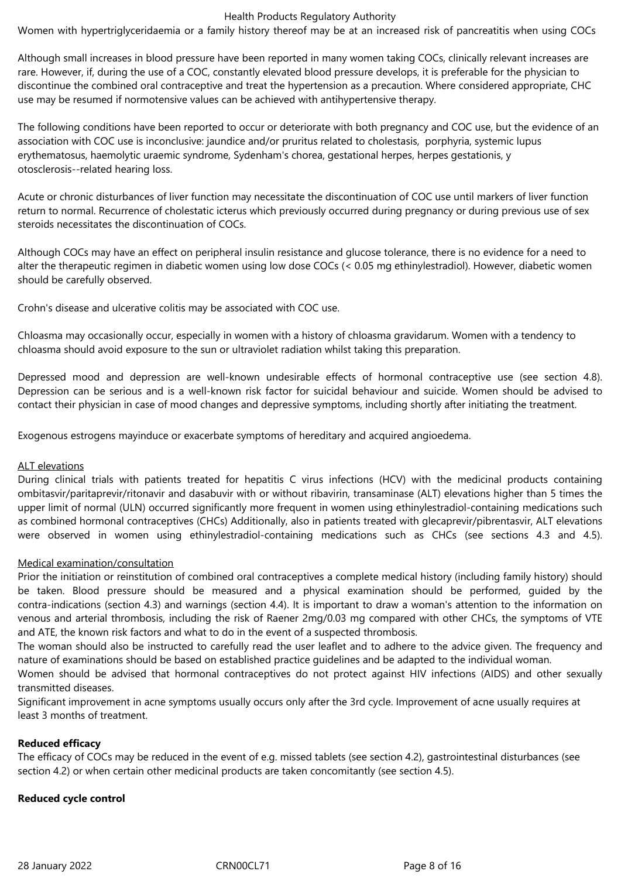Women with hypertriglyceridaemia or a family history thereof may be at an increased risk of pancreatitis when using COCs

Although small increases in blood pressure have been reported in many women taking COCs, clinically relevant increases are rare. However, if, during the use of a COC, constantly elevated blood pressure develops, it is preferable for the physician to discontinue the combined oral contraceptive and treat the hypertension as a precaution. Where considered appropriate, CHC use may be resumed if normotensive values can be achieved with antihypertensive therapy.

The following conditions have been reported to occur or deteriorate with both pregnancy and COC use, but the evidence of an association with COC use is inconclusive: jaundice and/or pruritus related to cholestasis, porphyria, systemic lupus erythematosus, haemolytic uraemic syndrome, Sydenham's chorea, gestational herpes, herpes gestationis, y otosclerosis--related hearing loss.

Acute or chronic disturbances of liver function may necessitate the discontinuation of COC use until markers of liver function return to normal. Recurrence of cholestatic icterus which previously occurred during pregnancy or during previous use of sex steroids necessitates the discontinuation of COCs.

Although COCs may have an effect on peripheral insulin resistance and glucose tolerance, there is no evidence for a need to alter the therapeutic regimen in diabetic women using low dose COCs (< 0.05 mg ethinylestradiol). However, diabetic women should be carefully observed.

Crohn's disease and ulcerative colitis may be associated with COC use.

Chloasma may occasionally occur, especially in women with a history of chloasma gravidarum. Women with a tendency to chloasma should avoid exposure to the sun or ultraviolet radiation whilst taking this preparation.

Depressed mood and depression are well-known undesirable effects of hormonal contraceptive use (see section 4.8). Depression can be serious and is a well-known risk factor for suicidal behaviour and suicide. Women should be advised to contact their physician in case of mood changes and depressive symptoms, including shortly after initiating the treatment.

Exogenous estrogens mayinduce or exacerbate symptoms of hereditary and acquired angioedema.

ALT elevations

During clinical trials with patients treated for hepatitis C virus infections (HCV) with the medicinal products containing ombitasvir/paritaprevir/ritonavir and dasabuvir with or without ribavirin, transaminase (ALT) elevations higher than 5 times the upper limit of normal (ULN) occurred significantly more frequent in women using ethinylestradiol-containing medications such as combined hormonal contraceptives (CHCs) Additionally, also in patients treated with glecaprevir/pibrentasvir, ALT elevations were observed in women using ethinylestradiol-containing medications such as CHCs (see sections 4.3 and 4.5).

Medical examination/consultation

Prior the initiation or reinstitution of combined oral contraceptives a complete medical history (including family history) should be taken. Blood pressure should be measured and a physical examination should be performed, guided by the contra-indications (section 4.3) and warnings (section 4.4). It is important to draw a woman's attention to the information on venous and arterial thrombosis, including the risk of Raener 2mg/0.03 mg compared with other CHCs, the symptoms of VTE and ATE, the known risk factors and what to do in the event of a suspected thrombosis.
The woman should also be instructed to carefully read the user leaflet and to adhere to the advice given. The frequency and nature of examinations should be based on established practice guidelines and be adapted to the individual woman.
Women should be advised that hormonal contraceptives do not protect against HIV infections (AIDS) and other sexually transmitted diseases.
Significant improvement in acne symptoms usually occurs only after the 3rd cycle. Improvement of acne usually requires at least 3 months of treatment.

**Reduced efficacy**

The efficacy of COCs may be reduced in the event of e.g. missed tablets (see section 4.2), gastrointestinal disturbances (see section 4.2) or when certain other medicinal products are taken concomitantly (see section 4.5).

**Reduced cycle control**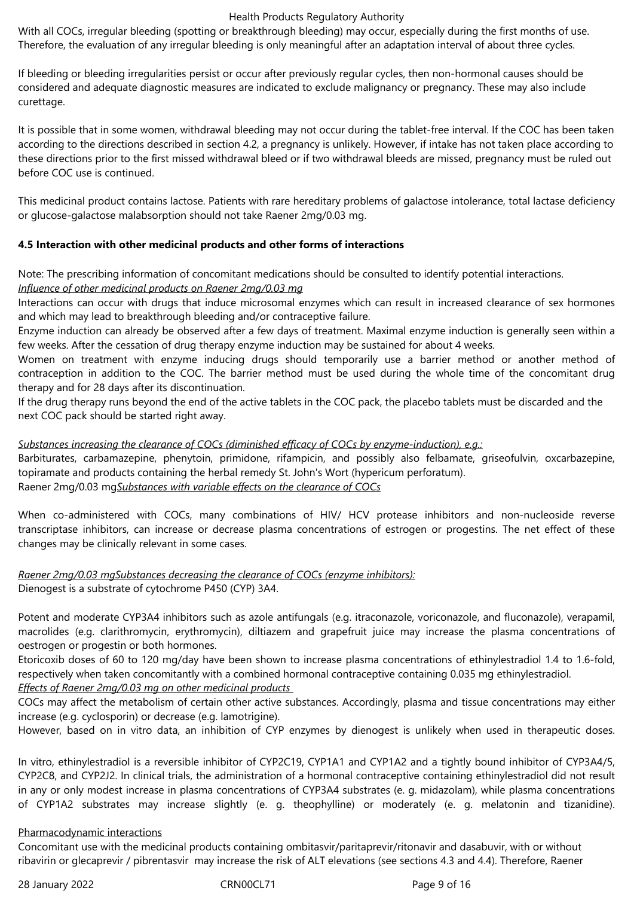With all COCs, irregular bleeding (spotting or breakthrough bleeding) may occur, especially during the first months of use. Therefore, the evaluation of any irregular bleeding is only meaningful after an adaptation interval of about three cycles.

If bleeding or bleeding irregularities persist or occur after previously regular cycles, then non-hormonal causes should be considered and adequate diagnostic measures are indicated to exclude malignancy or pregnancy. These may also include curettage.

It is possible that in some women, withdrawal bleeding may not occur during the tablet-free interval. If the COC has been taken according to the directions described in section 4.2, a pregnancy is unlikely. However, if intake has not taken place according to these directions prior to the first missed withdrawal bleed or if two withdrawal bleeds are missed, pregnancy must be ruled out before COC use is continued.

This medicinal product contains lactose. Patients with rare hereditary problems of galactose intolerance, total lactase deficiency or glucose-galactose malabsorption should not take Raener 2mg/0.03 mg.

**4.5 Interaction with other medicinal products and other forms of interactions**

Note: The prescribing information of concomitant medications should be consulted to identify potential interactions.
*Influence of other medicinal products on Raener 2mg/0.03 mg*
Interactions can occur with drugs that induce microsomal enzymes which can result in increased clearance of sex hormones and which may lead to breakthrough bleeding and/or contraceptive failure.
Enzyme induction can already be observed after a few days of treatment. Maximal enzyme induction is generally seen within a few weeks. After the cessation of drug therapy enzyme induction may be sustained for about 4 weeks.
Women on treatment with enzyme inducing drugs should temporarily use a barrier method or another method of contraception in addition to the COC. The barrier method must be used during the whole time of the concomitant drug therapy and for 28 days after its discontinuation.
If the drug therapy runs beyond the end of the active tablets in the COC pack, the placebo tablets must be discarded and the next COC pack should be started right away.

*Substances increasing the clearance of COCs (diminished efficacy of COCs by enzyme-induction), e.g.:*
Barbiturates, carbamazepine, phenytoin, primidone, rifampicin, and possibly also felbamate, griseofulvin, oxcarbazepine, topiramate and products containing the herbal remedy St. John's Wort (hypericum perforatum).
Raener 2mg/0.03 mg*Substances with variable effects on the clearance of COCs*

When co-administered with COCs, many combinations of HIV/ HCV protease inhibitors and non-nucleoside reverse transcriptase inhibitors, can increase or decrease plasma concentrations of estrogen or progestins. The net effect of these changes may be clinically relevant in some cases.

*Raener 2mg/0.03 mgSubstances decreasing the clearance of COCs (enzyme inhibitors):*
Dienogest is a substrate of cytochrome P450 (CYP) 3A4.

Potent and moderate CYP3A4 inhibitors such as azole antifungals (e.g. itraconazole, voriconazole, and fluconazole), verapamil, macrolides (e.g. clarithromycin, erythromycin), diltiazem and grapefruit juice may increase the plasma concentrations of oestrogen or progestin or both hormones.
Etoricoxib doses of 60 to 120 mg/day have been shown to increase plasma concentrations of ethinylestradiol 1.4 to 1.6-fold, respectively when taken concomitantly with a combined hormonal contraceptive containing 0.035 mg ethinylestradiol.
*Effects of Raener 2mg/0.03 mg on other medicinal products*
COCs may affect the metabolism of certain other active substances. Accordingly, plasma and tissue concentrations may either increase (e.g. cyclosporin) or decrease (e.g. lamotrigine).
However, based on in vitro data, an inhibition of CYP enzymes by dienogest is unlikely when used in therapeutic doses.

In vitro, ethinylestradiol is a reversible inhibitor of CYP2C19, CYP1A1 and CYP1A2 and a tightly bound inhibitor of CYP3A4/5, CYP2C8, and CYP2J2. In clinical trials, the administration of a hormonal contraceptive containing ethinylestradiol did not result in any or only modest increase in plasma concentrations of CYP3A4 substrates (e. g. midazolam), while plasma concentrations of CYP1A2 substrates may increase slightly (e. g. theophylline) or moderately (e. g. melatonin and tizanidine).

Pharmacodynamic interactions
Concomitant use with the medicinal products containing ombitasvir/paritaprevir/ritonavir and dasabuvir, with or without ribavirin or glecaprevir / pibrentasvir may increase the risk of ALT elevations (see sections 4.3 and 4.4). Therefore, Raener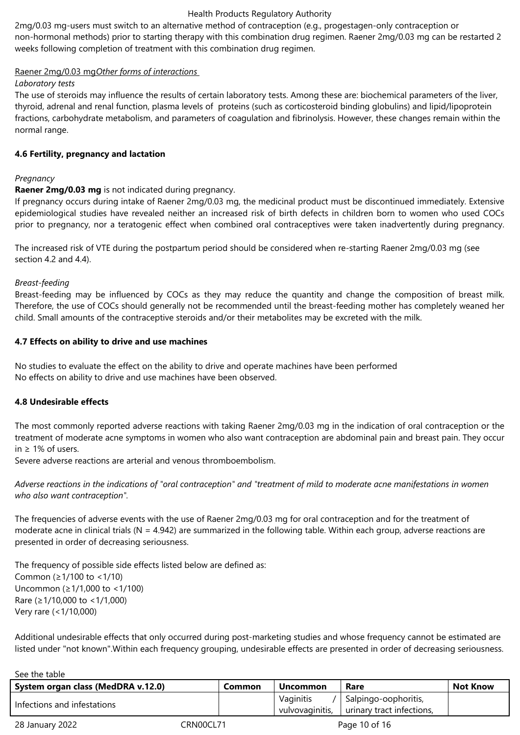2mg/0.03 mg-users must switch to an alternative method of contraception (e.g., progestagen-only contraception or non-hormonal methods) prior to starting therapy with this combination drug regimen. Raener 2mg/0.03 mg can be restarted 2 weeks following completion of treatment with this combination drug regimen.

Raener 2mg/0.03 mg*Other forms of interactions*

*Laboratory tests*

The use of steroids may influence the results of certain laboratory tests. Among these are: biochemical parameters of the liver, thyroid, adrenal and renal function, plasma levels of proteins (such as corticosteroid binding globulins) and lipid/lipoprotein fractions, carbohydrate metabolism, and parameters of coagulation and fibrinolysis. However, these changes remain within the normal range.

**4.6 Fertility, pregnancy and lactation**

*Pregnancy*

**Raener 2mg/0.03 mg** is not indicated during pregnancy.

If pregnancy occurs during intake of Raener 2mg/0.03 mg, the medicinal product must be discontinued immediately. Extensive epidemiological studies have revealed neither an increased risk of birth defects in children born to women who used COCs prior to pregnancy, nor a teratogenic effect when combined oral contraceptives were taken inadvertently during pregnancy.

The increased risk of VTE during the postpartum period should be considered when re-starting Raener 2mg/0.03 mg (see section 4.2 and 4.4).

*Breast-feeding*

Breast-feeding may be influenced by COCs as they may reduce the quantity and change the composition of breast milk. Therefore, the use of COCs should generally not be recommended until the breast-feeding mother has completely weaned her child. Small amounts of the contraceptive steroids and/or their metabolites may be excreted with the milk.

**4.7 Effects on ability to drive and use machines**

No studies to evaluate the effect on the ability to drive and operate machines have been performed
No effects on ability to drive and use machines have been observed.

**4.8 Undesirable effects**

The most commonly reported adverse reactions with taking Raener 2mg/0.03 mg in the indication of oral contraception or the treatment of moderate acne symptoms in women who also want contraception are abdominal pain and breast pain. They occur in ≥ 1% of users.
Severe adverse reactions are arterial and venous thromboembolism.

*Adverse reactions in the indications of "oral contraception" and "treatment of mild to moderate acne manifestations in women who also want contraception".*

The frequencies of adverse events with the use of Raener 2mg/0.03 mg for oral contraception and for the treatment of moderate acne in clinical trials (N = 4.942) are summarized in the following table. Within each group, adverse reactions are presented in order of decreasing seriousness.

The frequency of possible side effects listed below are defined as:
Common (≥1/100 to <1/10)
Uncommon (≥1/1,000 to <1/100)
Rare (≥1/10,000 to <1/1,000)
Very rare (<1/10,000)

Additional undesirable effects that only occurred during post-marketing studies and whose frequency cannot be estimated are listed under "not known".Within each frequency grouping, undesirable effects are presented in order of decreasing seriousness.

See the table

| System organ class (MedDRA v.12.0) | Common | Uncommon | Rare | Not Know |
|---|---|---|---|---|
| Infections and infestations | | Vaginitis / vulvovaginitis, | Salpingo-oophoritis, urinary tract infections, | |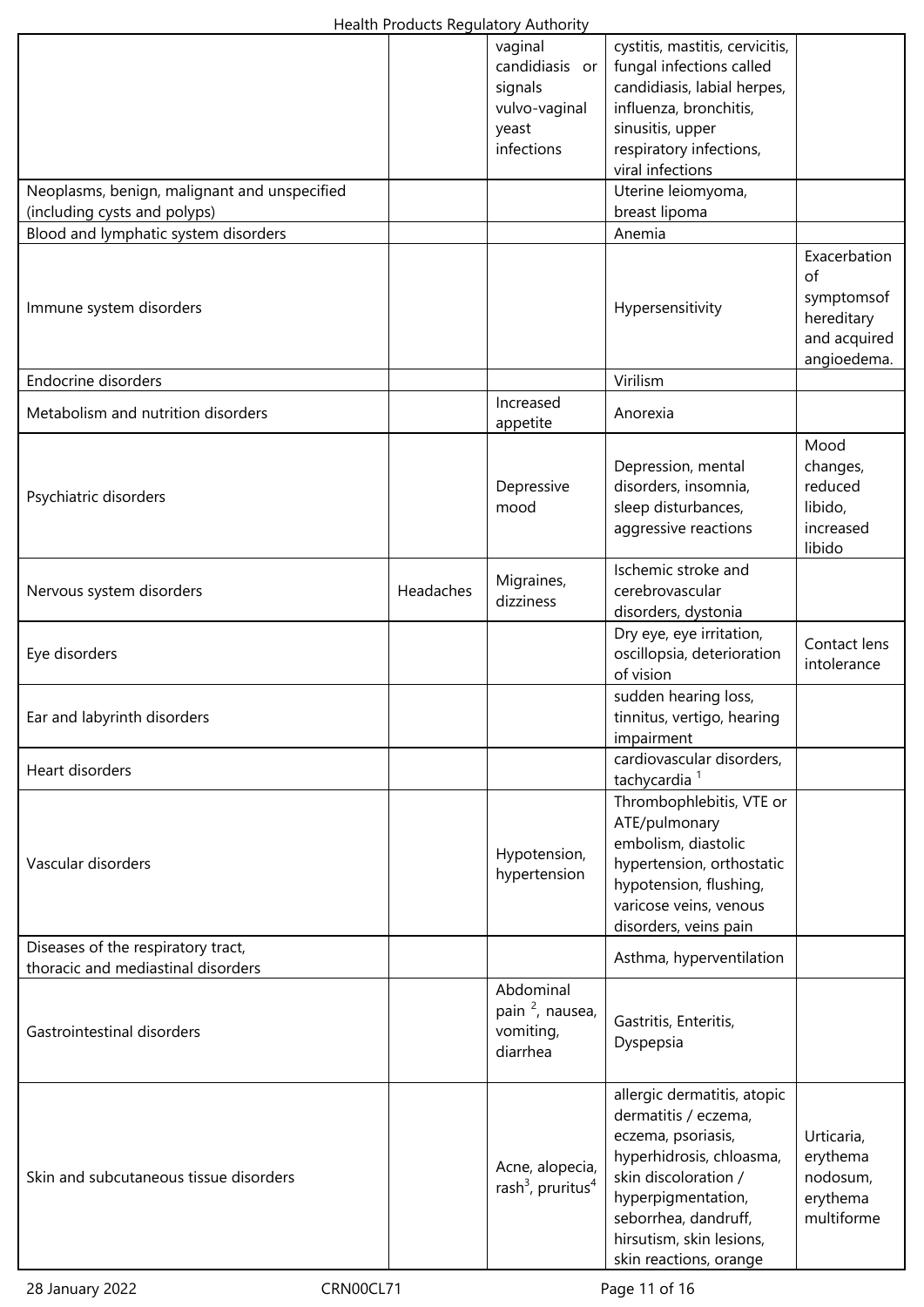| | | | | |
|---|---|---|---|---|
| | | vaginal candidiasis or signals vulvo-vaginal yeast infections | cystitis, mastitis, cervicitis, fungal infections called candidiasis, labial herpes, influenza, bronchitis, sinusitis, upper respiratory infections, viral infections | |
| Neoplasms, benign, malignant and unspecified (including cysts and polyps) | | | Uterine leiomyoma, breast lipoma | |
| Blood and lymphatic system disorders | | | Anemia | |
| Immune system disorders | | | Hypersensitivity | Exacerbation of symptomsof hereditary and acquired angioedema. |
| Endocrine disorders | | | Virilism | |
| Metabolism and nutrition disorders | | Increased appetite | Anorexia | |
| Psychiatric disorders | | Depressive mood | Depression, mental disorders, insomnia, sleep disturbances, aggressive reactions | Mood changes, reduced libido, increased libido |
| Nervous system disorders | Headaches | Migraines, dizziness | Ischemic stroke and cerebrovascular disorders, dystonia | |
| Eye disorders | | | Dry eye, eye irritation, oscillopsia, deterioration of vision | Contact lens intolerance |
| Ear and labyrinth disorders | | | sudden hearing loss, tinnitus, vertigo, hearing impairment | |
| Heart disorders | | | cardiovascular disorders, tachycardia [1] | |
| Vascular disorders | | Hypotension, hypertension | Thrombophlebitis, VTE or ATE/pulmonary embolism, diastolic hypertension, orthostatic hypotension, flushing, varicose veins, venous disorders, veins pain | |
| Diseases of the respiratory tract, thoracic and mediastinal disorders | | | Asthma, hyperventilation | |
| Gastrointestinal disorders | | Abdominal pain [2], nausea, vomiting, diarrhea | Gastritis, Enteritis, Dyspepsia | |
| Skin and subcutaneous tissue disorders | | Acne, alopecia, rash[3], pruritus[4] | allergic dermatitis, atopic dermatitis / eczema, eczema, psoriasis, hyperhidrosis, chloasma, skin discoloration / hyperpigmentation, seborrhea, dandruff, hirsutism, skin lesions, skin reactions, orange | Urticaria, erythema nodosum, erythema multiforme |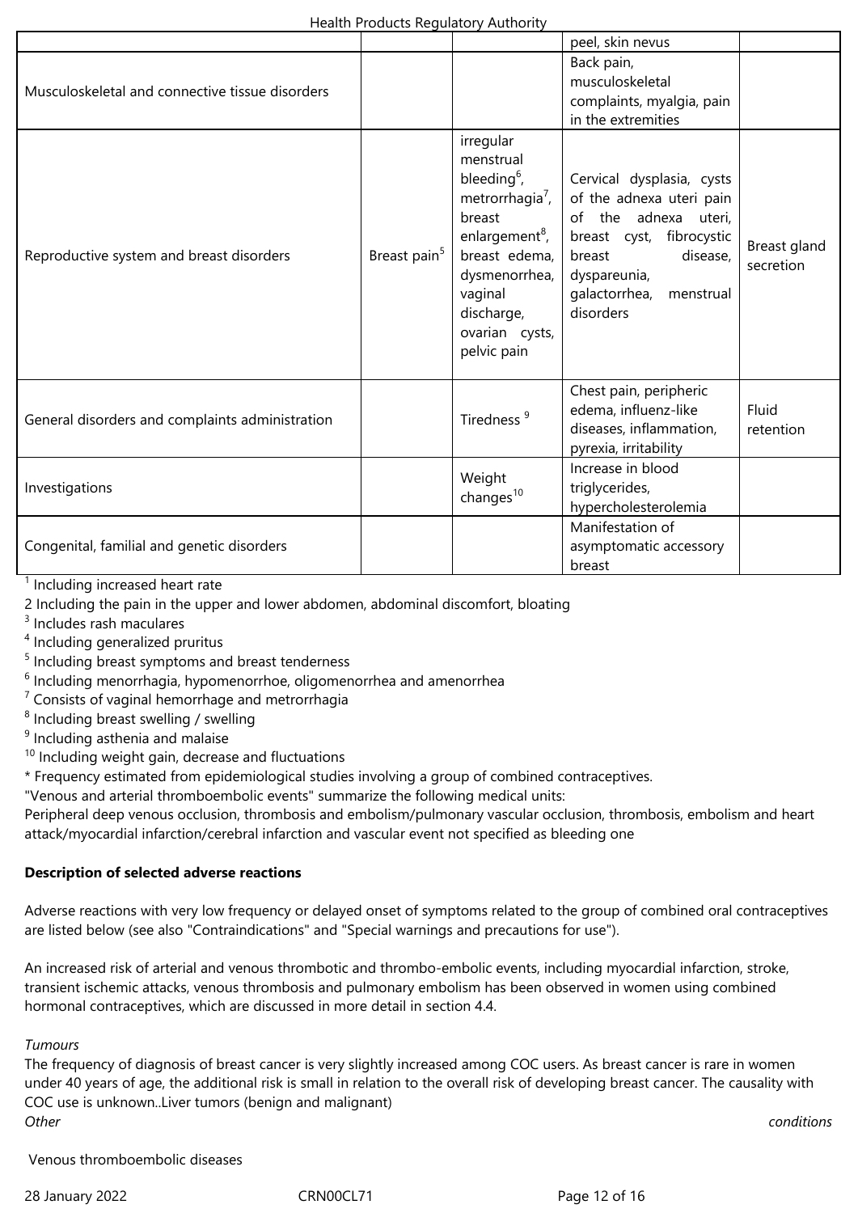| | | | | |
|---|---|---|---|---|
| | | | peel, skin nevus | |
| Musculoskeletal and connective tissue disorders | | | Back pain, musculoskeletal complaints, myalgia, pain in the extremities | |
| Reproductive system and breast disorders | Breast pain[5] | irregular menstrual bleeding[6], metrorrhagia[7], breast enlargement[8], breast edema, dysmenorrhea, vaginal discharge, ovarian cysts, pelvic pain | Cervical dysplasia, cysts of the adnexa uteri pain of the adnexa uteri, breast cyst, fibrocystic breast disease, dyspareunia, galactorrhea, menstrual disorders | Breast gland secretion |
| General disorders and complaints administration | | Tiredness [9] | Chest pain, peripheric edema, influenz-like diseases, inflammation, pyrexia, irritability | Fluid retention |
| Investigations | | Weight changes[10] | Increase in blood triglycerides, hypercholesterolemia | |
| Congenital, familial and genetic disorders | | | Manifestation of asymptomatic accessory breast | |

[1] Including increased heart rate
2 Including the pain in the upper and lower abdomen, abdominal discomfort, bloating
[3] Includes rash maculares
[4] Including generalized pruritus
[5] Including breast symptoms and breast tenderness
[6] Including menorrhagia, hypomenorrhoe, oligomenorrhea and amenorrhea
[7] Consists of vaginal hemorrhage and metrorrhagia
[8] Including breast swelling / swelling
[9] Including asthenia and malaise
[10] Including weight gain, decrease and fluctuations
* Frequency estimated from epidemiological studies involving a group of combined contraceptives.
"Venous and arterial thromboembolic events" summarize the following medical units:
Peripheral deep venous occlusion, thrombosis and embolism/pulmonary vascular occlusion, thrombosis, embolism and heart attack/myocardial infarction/cerebral infarction and vascular event not specified as bleeding one

**Description of selected adverse reactions**

Adverse reactions with very low frequency or delayed onset of symptoms related to the group of combined oral contraceptives are listed below (see also "Contraindications" and "Special warnings and precautions for use").

An increased risk of arterial and venous thrombotic and thrombo-embolic events, including myocardial infarction, stroke, transient ischemic attacks, venous thrombosis and pulmonary embolism has been observed in women using combined hormonal contraceptives, which are discussed in more detail in section 4.4.

*Tumours*
The frequency of diagnosis of breast cancer is very slightly increased among COC users. As breast cancer is rare in women under 40 years of age, the additional risk is small in relation to the overall risk of developing breast cancer. The causality with COC use is unknown..Liver tumors (benign and malignant)
*Other conditions*

Venous thromboembolic diseases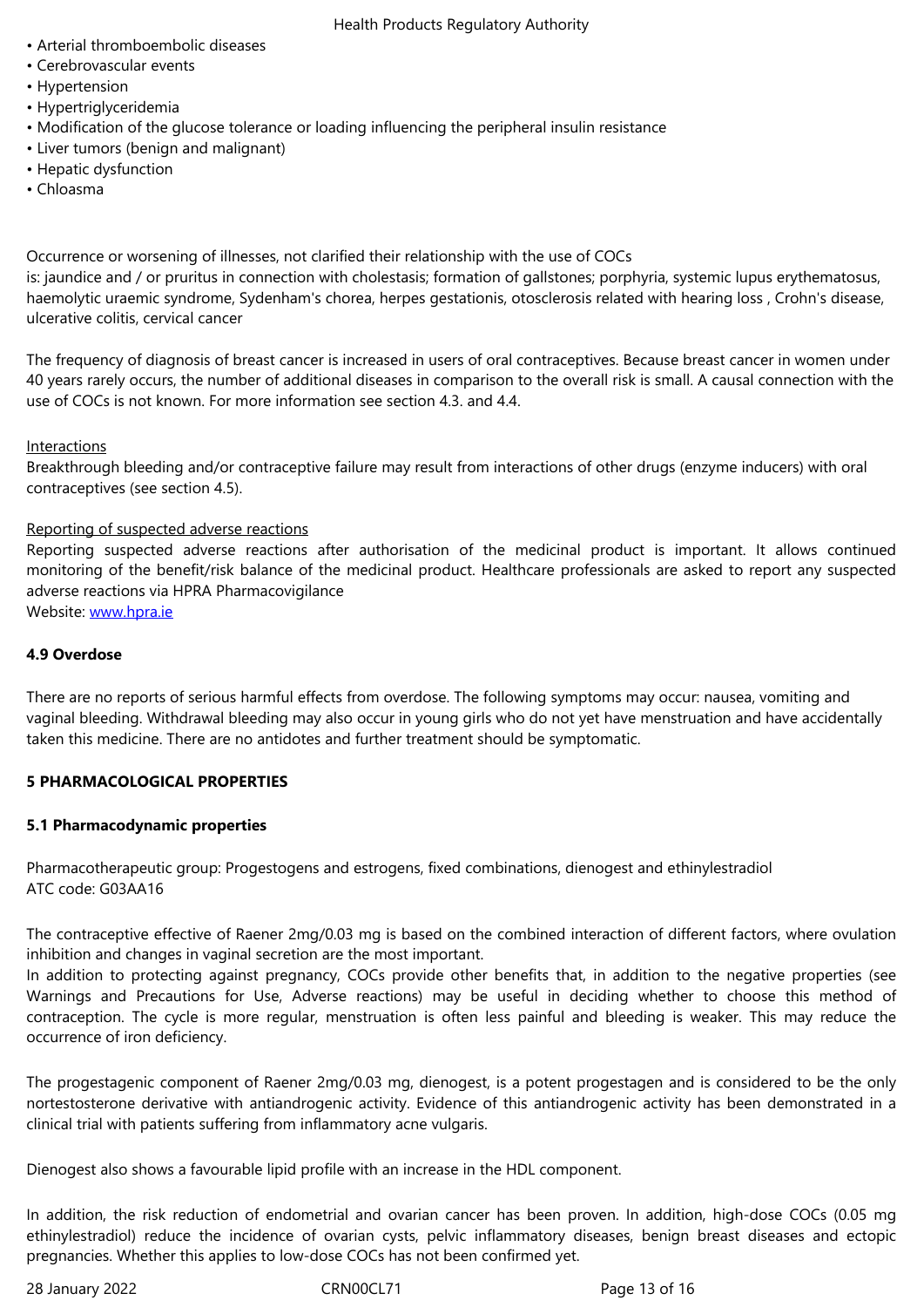- Arterial thromboembolic diseases
- Cerebrovascular events
- Hypertension
- Hypertriglyceridemia
- Modification of the glucose tolerance or loading influencing the peripheral insulin resistance
- Liver tumors (benign and malignant)
- Hepatic dysfunction
- Chloasma

Occurrence or worsening of illnesses, not clarified their relationship with the use of COCs
is: jaundice and / or pruritus in connection with cholestasis; formation of gallstones; porphyria, systemic lupus erythematosus, haemolytic uraemic syndrome, Sydenham's chorea, herpes gestationis, otosclerosis related with hearing loss , Crohn's disease, ulcerative colitis, cervical cancer

The frequency of diagnosis of breast cancer is increased in users of oral contraceptives. Because breast cancer in women under 40 years rarely occurs, the number of additional diseases in comparison to the overall risk is small. A causal connection with the use of COCs is not known. For more information see section 4.3. and 4.4.

Interactions
Breakthrough bleeding and/or contraceptive failure may result from interactions of other drugs (enzyme inducers) with oral contraceptives (see section 4.5).

Reporting of suspected adverse reactions
Reporting suspected adverse reactions after authorisation of the medicinal product is important. It allows continued monitoring of the benefit/risk balance of the medicinal product. Healthcare professionals are asked to report any suspected adverse reactions via HPRA Pharmacovigilance
Website: www.hpra.ie

**4.9 Overdose**

There are no reports of serious harmful effects from overdose. The following symptoms may occur: nausea, vomiting and vaginal bleeding. Withdrawal bleeding may also occur in young girls who do not yet have menstruation and have accidentally taken this medicine. There are no antidotes and further treatment should be symptomatic.

**5 PHARMACOLOGICAL PROPERTIES**

**5.1 Pharmacodynamic properties**

Pharmacotherapeutic group: Progestogens and estrogens, fixed combinations, dienogest and ethinylestradiol
ATC code: G03AA16

The contraceptive effective of Raener 2mg/0.03 mg is based on the combined interaction of different factors, where ovulation inhibition and changes in vaginal secretion are the most important.
In addition to protecting against pregnancy, COCs provide other benefits that, in addition to the negative properties (see Warnings and Precautions for Use, Adverse reactions) may be useful in deciding whether to choose this method of contraception. The cycle is more regular, menstruation is often less painful and bleeding is weaker. This may reduce the occurrence of iron deficiency.

The progestagenic component of Raener 2mg/0.03 mg, dienogest, is a potent progestagen and is considered to be the only nortestosterone derivative with antiandrogenic activity. Evidence of this antiandrogenic activity has been demonstrated in a clinical trial with patients suffering from inflammatory acne vulgaris.

Dienogest also shows a favourable lipid profile with an increase in the HDL component.

In addition, the risk reduction of endometrial and ovarian cancer has been proven. In addition, high-dose COCs (0.05 mg ethinylestradiol) reduce the incidence of ovarian cysts, pelvic inflammatory diseases, benign breast diseases and ectopic pregnancies. Whether this applies to low-dose COCs has not been confirmed yet.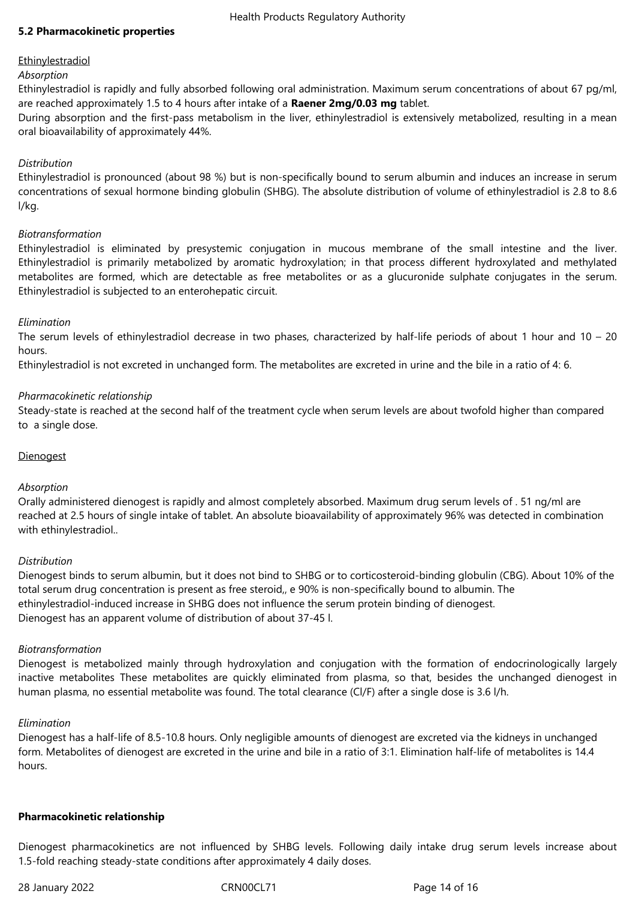## 5.2 Pharmacokinetic properties

Ethinylestradiol

*Absorption*

Ethinylestradiol is rapidly and fully absorbed following oral administration. Maximum serum concentrations of about 67 pg/ml, are reached approximately 1.5 to 4 hours after intake of a **Raener 2mg/0.03 mg** tablet.
During absorption and the first-pass metabolism in the liver, ethinylestradiol is extensively metabolized, resulting in a mean oral bioavailability of approximately 44%.

*Distribution*

Ethinylestradiol is pronounced (about 98 %) but is non-specifically bound to serum albumin and induces an increase in serum concentrations of sexual hormone binding globulin (SHBG). The absolute distribution of volume of ethinylestradiol is 2.8 to 8.6 l/kg.

*Biotransformation*

Ethinylestradiol is eliminated by presystemic conjugation in mucous membrane of the small intestine and the liver. Ethinylestradiol is primarily metabolized by aromatic hydroxylation; in that process different hydroxylated and methylated metabolites are formed, which are detectable as free metabolites or as a glucuronide sulphate conjugates in the serum. Ethinylestradiol is subjected to an enterohepatic circuit.

*Elimination*

The serum levels of ethinylestradiol decrease in two phases, characterized by half-life periods of about 1 hour and 10 – 20 hours.
Ethinylestradiol is not excreted in unchanged form. The metabolites are excreted in urine and the bile in a ratio of 4: 6.

*Pharmacokinetic relationship*

Steady-state is reached at the second half of the treatment cycle when serum levels are about twofold higher than compared to a single dose.

Dienogest

*Absorption*

Orally administered dienogest is rapidly and almost completely absorbed. Maximum drug serum levels of . 51 ng/ml are reached at 2.5 hours of single intake of tablet. An absolute bioavailability of approximately 96% was detected in combination with ethinylestradiol..

*Distribution*

Dienogest binds to serum albumin, but it does not bind to SHBG or to corticosteroid-binding globulin (CBG). About 10% of the total serum drug concentration is present as free steroid,, e 90% is non-specifically bound to albumin. The ethinylestradiol-induced increase in SHBG does not influence the serum protein binding of dienogest.
Dienogest has an apparent volume of distribution of about 37-45 l.

*Biotransformation*

Dienogest is metabolized mainly through hydroxylation and conjugation with the formation of endocrinologically largely inactive metabolites These metabolites are quickly eliminated from plasma, so that, besides the unchanged dienogest in human plasma, no essential metabolite was found. The total clearance (Cl/F) after a single dose is 3.6 l/h.

*Elimination*

Dienogest has a half-life of 8.5-10.8 hours. Only negligible amounts of dienogest are excreted via the kidneys in unchanged form. Metabolites of dienogest are excreted in the urine and bile in a ratio of 3:1. Elimination half-life of metabolites is 14.4 hours.

**Pharmacokinetic relationship**

Dienogest pharmacokinetics are not influenced by SHBG levels. Following daily intake drug serum levels increase about 1.5-fold reaching steady-state conditions after approximately 4 daily doses.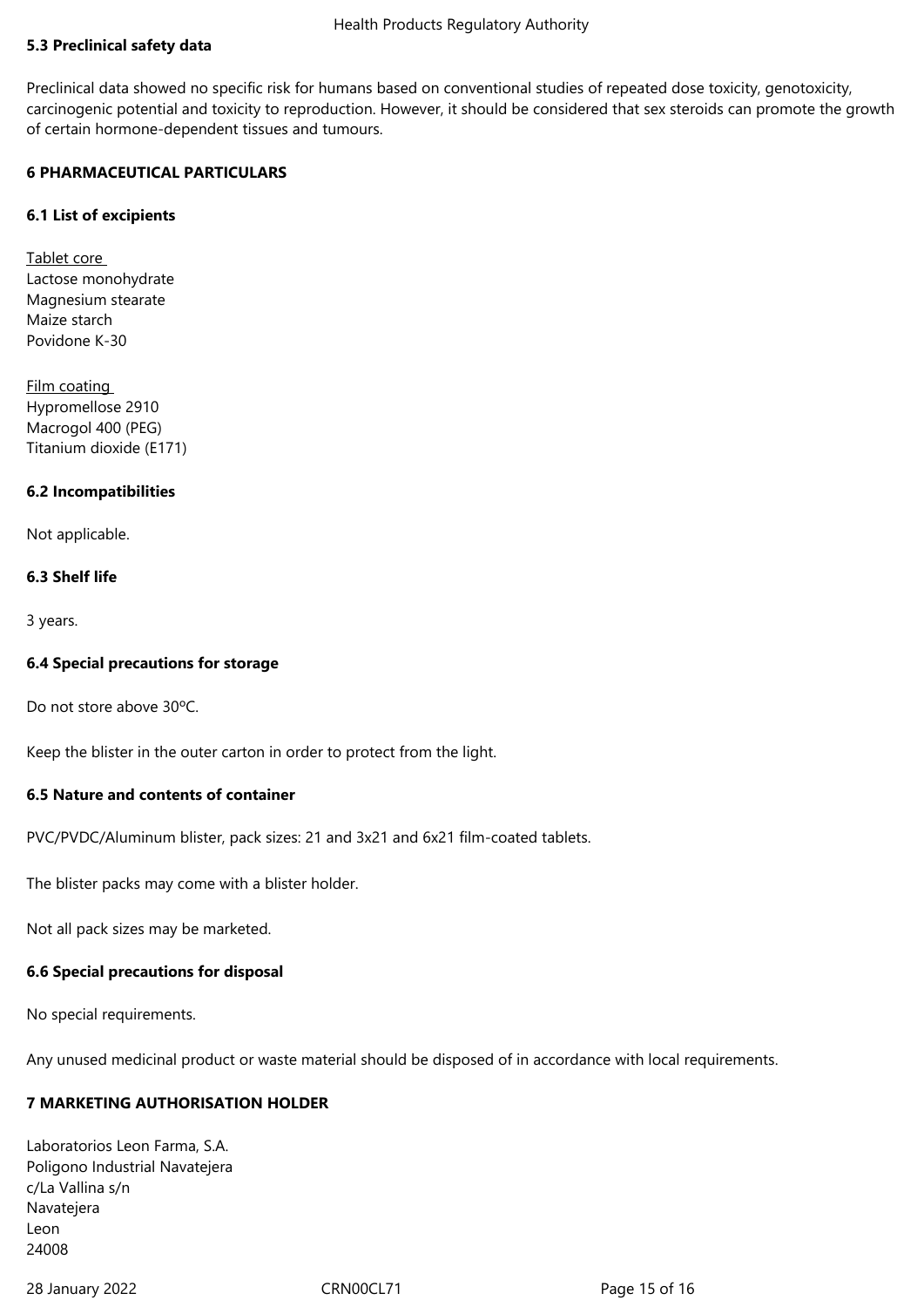### 5.3 Preclinical safety data

Preclinical data showed no specific risk for humans based on conventional studies of repeated dose toxicity, genotoxicity, carcinogenic potential and toxicity to reproduction. However, it should be considered that sex steroids can promote the growth of certain hormone-dependent tissues and tumours.

## 6 PHARMACEUTICAL PARTICULARS

### 6.1 List of excipients

Tablet core
Lactose monohydrate
Magnesium stearate
Maize starch
Povidone K-30

Film coating
Hypromellose 2910
Macrogol 400 (PEG)
Titanium dioxide (E171)

### 6.2 Incompatibilities

Not applicable.

### 6.3 Shelf life

3 years.

### 6.4 Special precautions for storage

Do not store above 30ºC.

Keep the blister in the outer carton in order to protect from the light.

### 6.5 Nature and contents of container

PVC/PVDC/Aluminum blister, pack sizes: 21 and 3x21 and 6x21 film-coated tablets.

The blister packs may come with a blister holder.

Not all pack sizes may be marketed.

### 6.6 Special precautions for disposal

No special requirements.

Any unused medicinal product or waste material should be disposed of in accordance with local requirements.

## 7 MARKETING AUTHORISATION HOLDER

Laboratorios Leon Farma, S.A.
Poligono Industrial Navatejera
c/La Vallina s/n
Navatejera
Leon
24008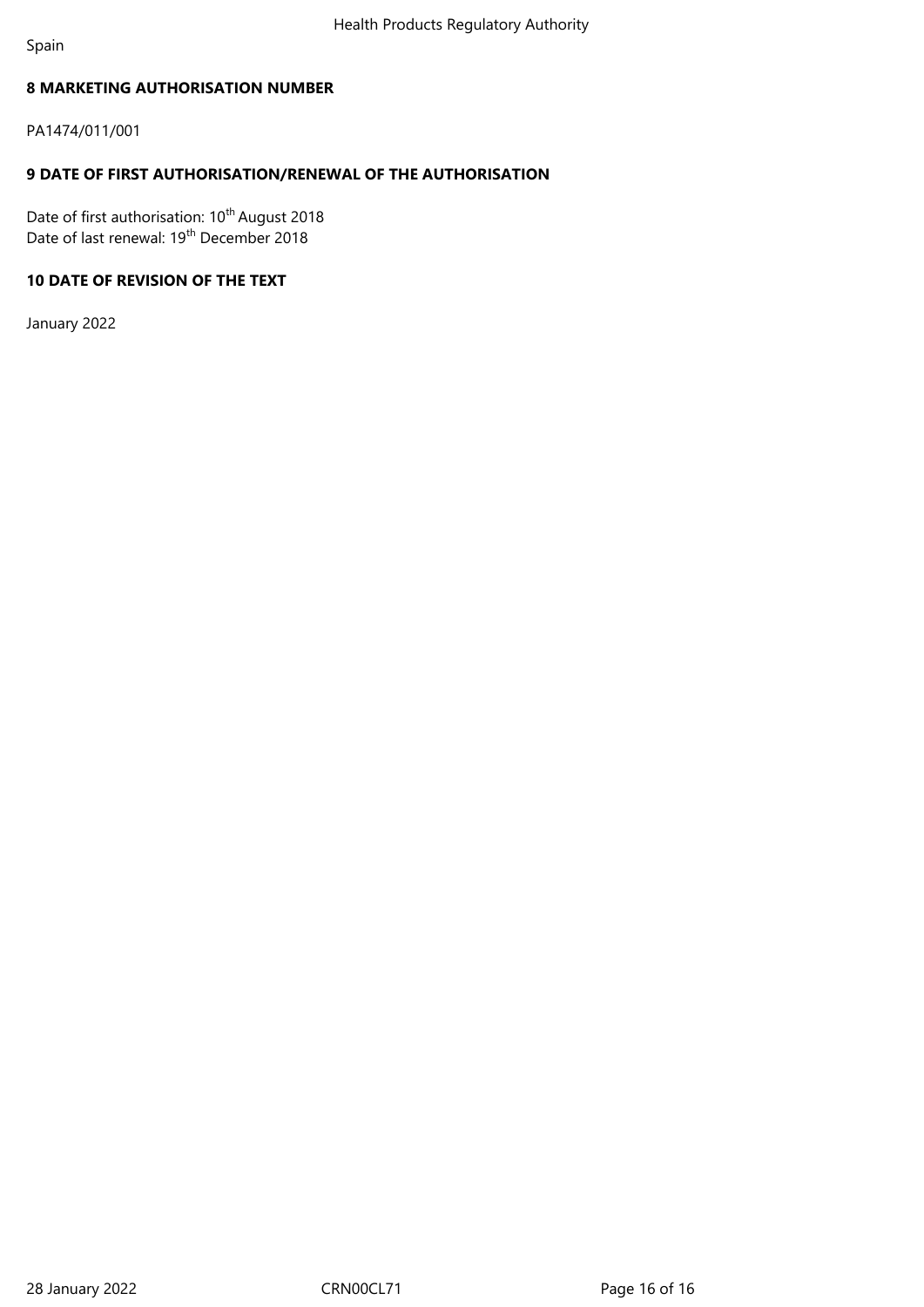Spain

## 8 MARKETING AUTHORISATION NUMBER

PA1474/011/001

## 9 DATE OF FIRST AUTHORISATION/RENEWAL OF THE AUTHORISATION

Date of first authorisation: 10th August 2018
Date of last renewal: 19th December 2018

## 10 DATE OF REVISION OF THE TEXT

January 2022